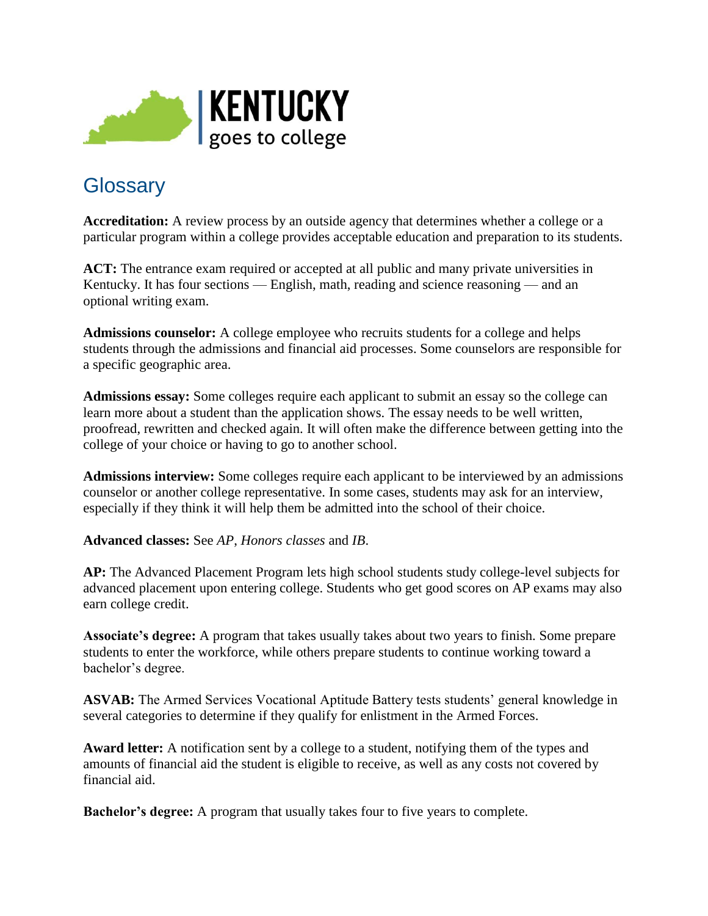# KENTUCKY goes to college

## Glossary

**Accreditation:** A review process by an outside agency that determines whether a college or a particular program within a college provides acceptable education and preparation to its students.

**ACT:** The entrance exam required or accepted at all public and many private universities in Kentucky. It has four sections — English, math, reading and science reasoning — and an optional writing exam.

**Admissions counselor:** A college employee who recruits students for a college and helps students through the admissions and financial aid processes. Some counselors are responsible for a specific geographic area.

**Admissions essay:** Some colleges require each applicant to submit an essay so the college can learn more about a student than the application shows. The essay needs to be well written, proofread, rewritten and checked again. It will often make the difference between getting into the college of your choice or having to go to another school.

**Admissions interview:** Some colleges require each applicant to be interviewed by an admissions counselor or another college representative. In some cases, students may ask for an interview, especially if they think it will help them be admitted into the school of their choice.

**Advanced classes:** See *AP*, *Honors classes* and *IB*.

**AP:** The Advanced Placement Program lets high school students study college-level subjects for advanced placement upon entering college. Students who get good scores on AP exams may also earn college credit.

**Associate's degree:** A program that takes usually takes about two years to finish. Some prepare students to enter the workforce, while others prepare students to continue working toward a bachelor's degree.

**ASVAB:** The Armed Services Vocational Aptitude Battery tests students' general knowledge in several categories to determine if they qualify for enlistment in the Armed Forces.

**Award letter:** A notification sent by a college to a student, notifying them of the types and amounts of financial aid the student is eligible to receive, as well as any costs not covered by financial aid.

**Bachelor's degree:** A program that usually takes four to five years to complete.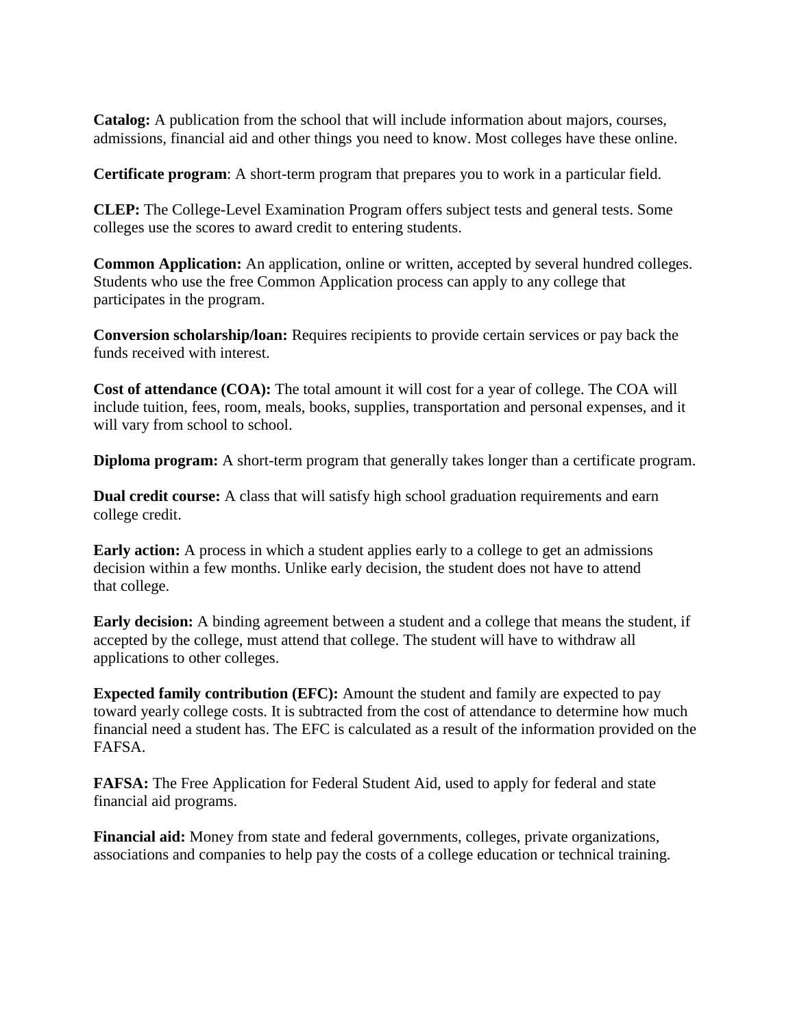**Catalog:** A publication from the school that will include information about majors, courses, admissions, financial aid and other things you need to know. Most colleges have these online.

**Certificate program**: A short-term program that prepares you to work in a particular field.

**CLEP:** The College-Level Examination Program offers subject tests and general tests. Some colleges use the scores to award credit to entering students.

**Common Application:** An application, online or written, accepted by several hundred colleges. Students who use the free Common Application process can apply to any college that participates in the program.

**Conversion scholarship/loan:** Requires recipients to provide certain services or pay back the funds received with interest.

**Cost of attendance (COA):** The total amount it will cost for a year of college. The COA will include tuition, fees, room, meals, books, supplies, transportation and personal expenses, and it will vary from school to school.

**Diploma program:** A short-term program that generally takes longer than a certificate program.

**Dual credit course:** A class that will satisfy high school graduation requirements and earn college credit.

**Early action:** A process in which a student applies early to a college to get an admissions decision within a few months. Unlike early decision, the student does not have to attend that college.

**Early decision:** A binding agreement between a student and a college that means the student, if accepted by the college, must attend that college. The student will have to withdraw all applications to other colleges.

**Expected family contribution (EFC):** Amount the student and family are expected to pay toward yearly college costs. It is subtracted from the cost of attendance to determine how much financial need a student has. The EFC is calculated as a result of the information provided on the FAFSA.

**FAFSA:** The Free Application for Federal Student Aid, used to apply for federal and state financial aid programs.

**Financial aid:** Money from state and federal governments, colleges, private organizations, associations and companies to help pay the costs of a college education or technical training.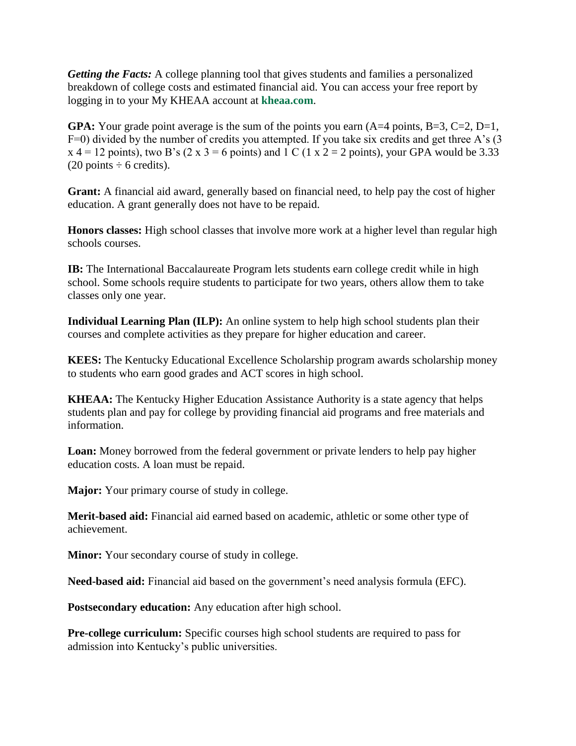***Getting the Facts:*** A college planning tool that gives students and families a personalized breakdown of college costs and estimated financial aid. You can access your free report by logging in to your My KHEAA account at **kheaa.com**.

**GPA:** Your grade point average is the sum of the points you earn (A=4 points, B=3, C=2, D=1, F=0) divided by the number of credits you attempted. If you take six credits and get three A's (3 x 4 = 12 points), two B's (2 x 3 = 6 points) and 1 C (1 x 2 = 2 points), your GPA would be 3.33 (20 points ÷ 6 credits).

**Grant:** A financial aid award, generally based on financial need, to help pay the cost of higher education. A grant generally does not have to be repaid.

**Honors classes:** High school classes that involve more work at a higher level than regular high schools courses.

**IB:** The International Baccalaureate Program lets students earn college credit while in high school. Some schools require students to participate for two years, others allow them to take classes only one year.

**Individual Learning Plan (ILP):** An online system to help high school students plan their courses and complete activities as they prepare for higher education and career.

**KEES:** The Kentucky Educational Excellence Scholarship program awards scholarship money to students who earn good grades and ACT scores in high school.

**KHEAA:** The Kentucky Higher Education Assistance Authority is a state agency that helps students plan and pay for college by providing financial aid programs and free materials and information.

**Loan:** Money borrowed from the federal government or private lenders to help pay higher education costs. A loan must be repaid.

**Major:** Your primary course of study in college.

**Merit-based aid:** Financial aid earned based on academic, athletic or some other type of achievement.

**Minor:** Your secondary course of study in college.

**Need-based aid:** Financial aid based on the government's need analysis formula (EFC).

**Postsecondary education:** Any education after high school.

**Pre-college curriculum:** Specific courses high school students are required to pass for admission into Kentucky's public universities.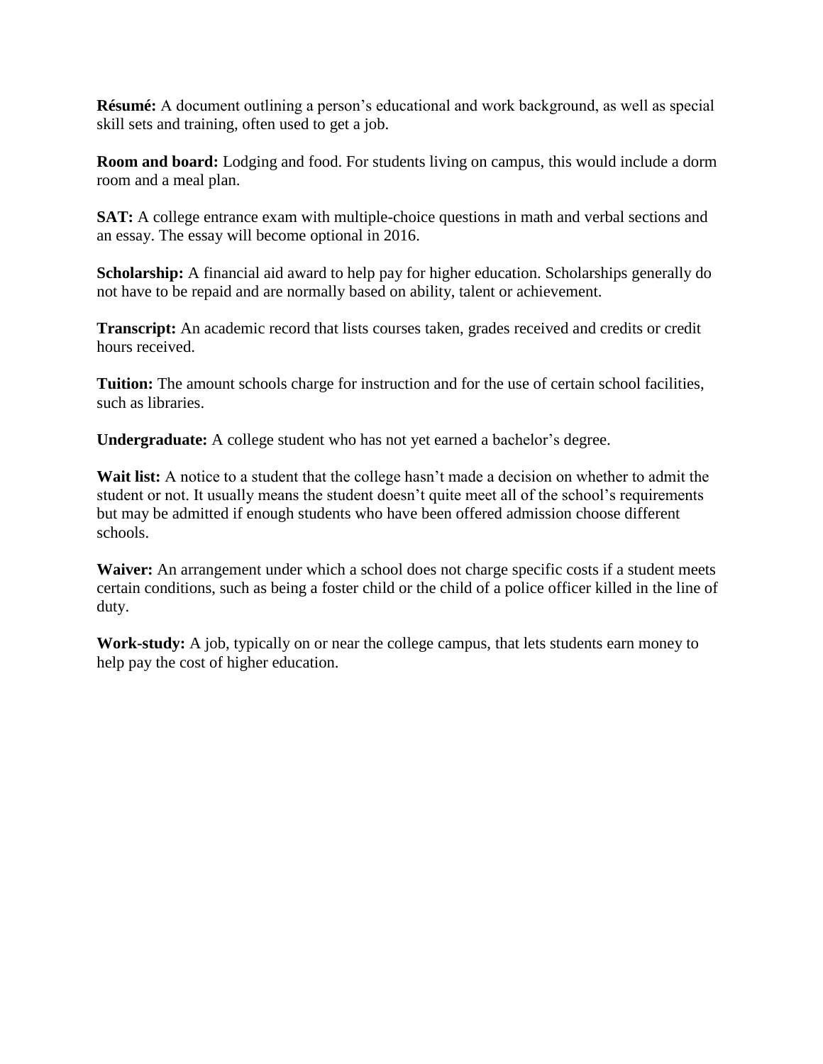**Résumé:** A document outlining a person's educational and work background, as well as special skill sets and training, often used to get a job.

**Room and board:** Lodging and food. For students living on campus, this would include a dorm room and a meal plan.

**SAT:** A college entrance exam with multiple-choice questions in math and verbal sections and an essay. The essay will become optional in 2016.

**Scholarship:** A financial aid award to help pay for higher education. Scholarships generally do not have to be repaid and are normally based on ability, talent or achievement.

**Transcript:** An academic record that lists courses taken, grades received and credits or credit hours received.

**Tuition:** The amount schools charge for instruction and for the use of certain school facilities, such as libraries.

**Undergraduate:** A college student who has not yet earned a bachelor's degree.

**Wait list:** A notice to a student that the college hasn't made a decision on whether to admit the student or not. It usually means the student doesn't quite meet all of the school's requirements but may be admitted if enough students who have been offered admission choose different schools.

**Waiver:** An arrangement under which a school does not charge specific costs if a student meets certain conditions, such as being a foster child or the child of a police officer killed in the line of duty.

**Work-study:** A job, typically on or near the college campus, that lets students earn money to help pay the cost of higher education.